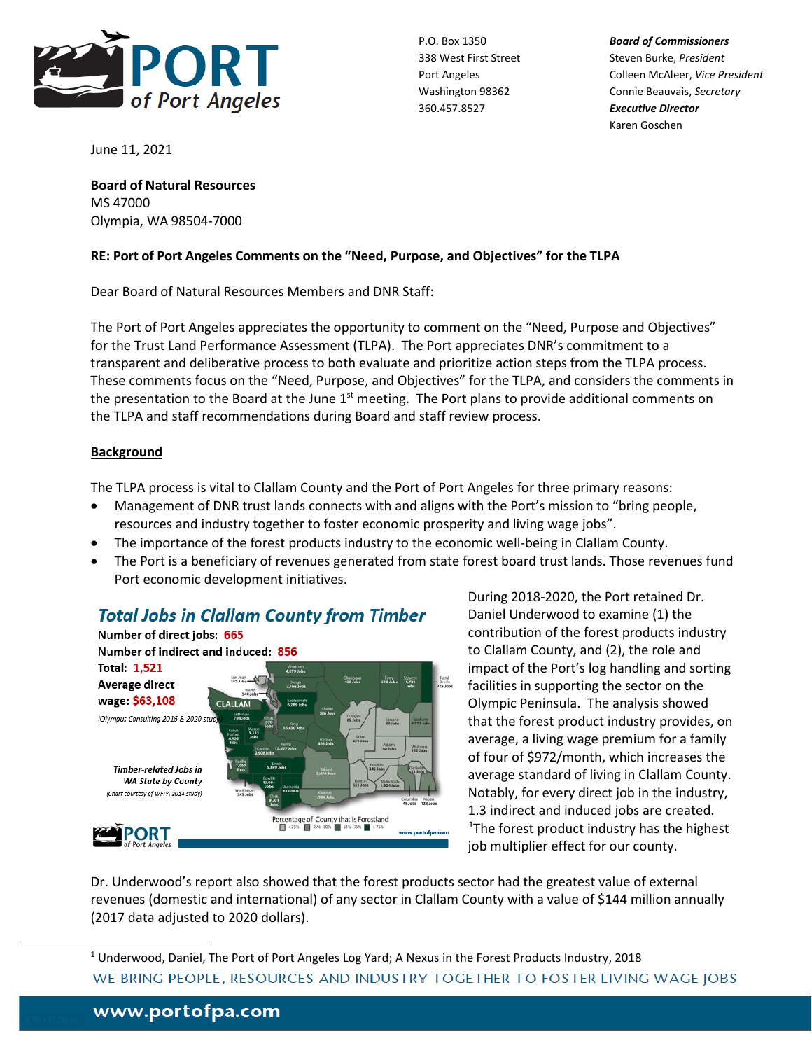P.O. Box 1350
338 West First Street
Port Angeles
Washington 98362
360.457.8527

***Board of Commissioners***
Steven Burke, *President*
Colleen McAleer, *Vice President*
Connie Beauvais, *Secretary*
***Executive Director***
Karen Goschen

June 11, 2021

**Board of Natural Resources**
MS 47000
Olympia, WA 98504-7000

**RE: Port of Port Angeles Comments on the "Need, Purpose, and Objectives" for the TLPA**

Dear Board of Natural Resources Members and DNR Staff:

The Port of Port Angeles appreciates the opportunity to comment on the "Need, Purpose and Objectives" for the Trust Land Performance Assessment (TLPA). The Port appreciates DNR's commitment to a transparent and deliberative process to both evaluate and prioritize action steps from the TLPA process. These comments focus on the "Need, Purpose, and Objectives" for the TLPA, and considers the comments in the presentation to the Board at the June 1st meeting. The Port plans to provide additional comments on the TLPA and staff recommendations during Board and staff review process.

## Background

The TLPA process is vital to Clallam County and the Port of Port Angeles for three primary reasons:

- Management of DNR trust lands connects with and aligns with the Port's mission to "bring people, resources and industry together to foster economic prosperity and living wage jobs".
- The importance of the forest products industry to the economic well-being in Clallam County.
- The Port is a beneficiary of revenues generated from state forest board trust lands. Those revenues fund Port economic development initiatives.

***Total Jobs in Clallam County from Timber***

**Number of direct jobs: 665**
**Number of indirect and induced: 856**
**Total: 1,521**
**Average direct wage: $63,108**

*(Olympus Consulting 2016 & 2020 study)*

*Timber-related Jobs in WA State by County*
*(Chart courtesy of WFPA 2014 study)*

During 2018-2020, the Port retained Dr. Daniel Underwood to examine (1) the contribution of the forest products industry to Clallam County, and (2), the role and impact of the Port's log handling and sorting facilities in supporting the sector on the Olympic Peninsula. The analysis showed that the forest product industry provides, on average, a living wage premium for a family of four of $972/month, which increases the average standard of living in Clallam County. Notably, for every direct job in the industry, 1.3 indirect and induced jobs are created. [1]The forest product industry has the highest job multiplier effect for our county.

Dr. Underwood's report also showed that the forest products sector had the greatest value of external revenues (domestic and international) of any sector in Clallam County with a value of $144 million annually (2017 data adjusted to 2020 dollars).

---

[1] Underwood, Daniel, The Port of Port Angeles Log Yard; A Nexus in the Forest Products Industry, 2018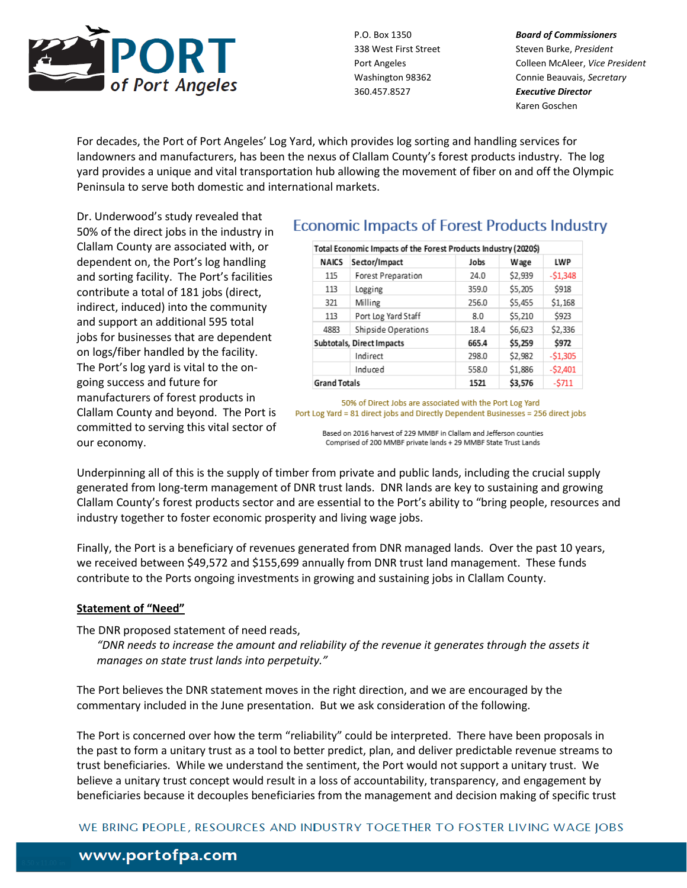P.O. Box 1350
338 West First Street
Port Angeles
Washington 98362
360.457.8527

***Board of Commissioners***
Steven Burke, *President*
Colleen McAleer, *Vice President*
Connie Beauvais, *Secretary*
***Executive Director***
Karen Goschen

For decades, the Port of Port Angeles' Log Yard, which provides log sorting and handling services for landowners and manufacturers, has been the nexus of Clallam County's forest products industry. The log yard provides a unique and vital transportation hub allowing the movement of fiber on and off the Olympic Peninsula to serve both domestic and international markets.

Dr. Underwood's study revealed that 50% of the direct jobs in the industry in Clallam County are associated with, or dependent on, the Port's log handling and sorting facility. The Port's facilities contribute a total of 181 jobs (direct, indirect, induced) into the community and support an additional 595 total jobs for businesses that are dependent on logs/fiber handled by the facility. The Port's log yard is vital to the on-going success and future for manufacturers of forest products in Clallam County and beyond. The Port is committed to serving this vital sector of our economy.

## Economic Impacts of Forest Products Industry

| Total Economic Impacts of the Forest Products Industry (2020$) | | | | |
|---|---|---|---|---|
| NAICS | Sector/Impact | Jobs | Wage | LWP |
| 115 | Forest Preparation | 24.0 | $2,939 | -$1,348 |
| 113 | Logging | 359.0 | $5,205 | $918 |
| 321 | Milling | 256.0 | $5,455 | $1,168 |
| 113 | Port Log Yard Staff | 8.0 | $5,210 | $923 |
| 4883 | Shipside Operations | 18.4 | $6,623 | $2,336 |
| **Subtotals, Direct Impacts** | | **665.4** | **$5,259** | **$972** |
| | Indirect | 298.0 | $2,982 | -$1,305 |
| | Induced | 558.0 | $1,886 | -$2,401 |
| **Grand Totals** | | **1521** | **$3,576** | **-$711** |

50% of Direct Jobs are associated with the Port Log Yard
Port Log Yard = 81 direct jobs and Directly Dependent Businesses = 256 direct jobs

Based on 2016 harvest of 229 MMBF in Clallam and Jefferson counties
Comprised of 200 MMBF private lands + 29 MMBF State Trust Lands

Underpinning all of this is the supply of timber from private and public lands, including the crucial supply generated from long-term management of DNR trust lands. DNR lands are key to sustaining and growing Clallam County's forest products sector and are essential to the Port's ability to "bring people, resources and industry together to foster economic prosperity and living wage jobs.

Finally, the Port is a beneficiary of revenues generated from DNR managed lands. Over the past 10 years, we received between $49,572 and $155,699 annually from DNR trust land management. These funds contribute to the Ports ongoing investments in growing and sustaining jobs in Clallam County.

**<u>Statement of "Need"</u>**

The DNR proposed statement of need reads,

> *"DNR needs to increase the amount and reliability of the revenue it generates through the assets it manages on state trust lands into perpetuity."*

The Port believes the DNR statement moves in the right direction, and we are encouraged by the commentary included in the June presentation. But we ask consideration of the following.

The Port is concerned over how the term "reliability" could be interpreted. There have been proposals in the past to form a unitary trust as a tool to better predict, plan, and deliver predictable revenue streams to trust beneficiaries. While we understand the sentiment, the Port would not support a unitary trust. We believe a unitary trust concept would result in a loss of accountability, transparency, and engagement by beneficiaries because it decouples beneficiaries from the management and decision making of specific trust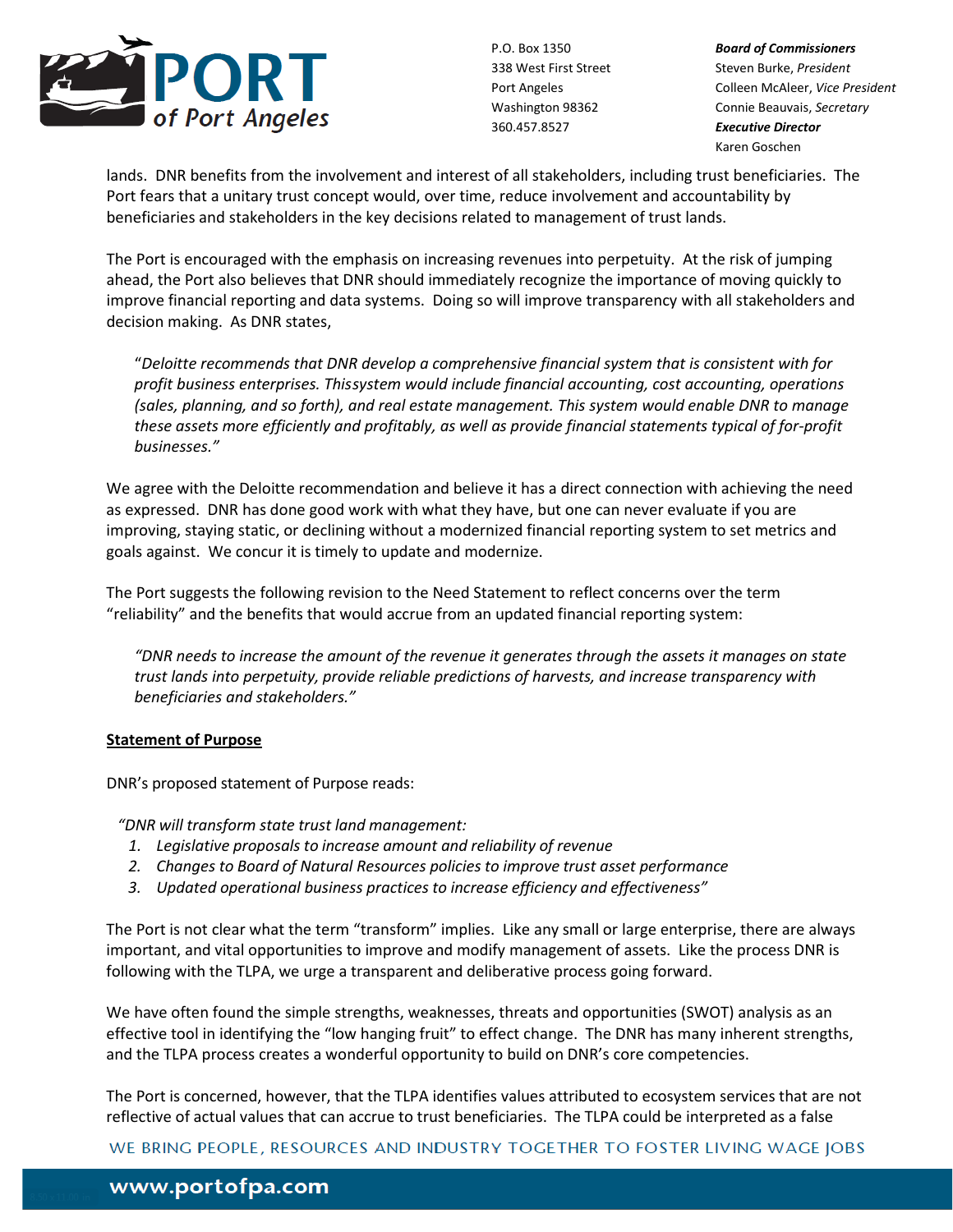lands. DNR benefits from the involvement and interest of all stakeholders, including trust beneficiaries. The Port fears that a unitary trust concept would, over time, reduce involvement and accountability by beneficiaries and stakeholders in the key decisions related to management of trust lands.

The Port is encouraged with the emphasis on increasing revenues into perpetuity. At the risk of jumping ahead, the Port also believes that DNR should immediately recognize the importance of moving quickly to improve financial reporting and data systems. Doing so will improve transparency with all stakeholders and decision making. As DNR states,

> "*Deloitte recommends that DNR develop a comprehensive financial system that is consistent with for profit business enterprises. Thissystem would include financial accounting, cost accounting, operations (sales, planning, and so forth), and real estate management. This system would enable DNR to manage these assets more efficiently and profitably, as well as provide financial statements typical of for-profit businesses.*"

We agree with the Deloitte recommendation and believe it has a direct connection with achieving the need as expressed. DNR has done good work with what they have, but one can never evaluate if you are improving, staying static, or declining without a modernized financial reporting system to set metrics and goals against. We concur it is timely to update and modernize.

The Port suggests the following revision to the Need Statement to reflect concerns over the term "reliability" and the benefits that would accrue from an updated financial reporting system:

> *"DNR needs to increase the amount of the revenue it generates through the assets it manages on state trust lands into perpetuity, provide reliable predictions of harvests, and increase transparency with beneficiaries and stakeholders."*

**Statement of Purpose**

DNR's proposed statement of Purpose reads:

> *"DNR will transform state trust land management:*
> 1. *Legislative proposals to increase amount and reliability of revenue*
> 2. *Changes to Board of Natural Resources policies to improve trust asset performance*
> 3. *Updated operational business practices to increase efficiency and effectiveness"*

The Port is not clear what the term "transform" implies. Like any small or large enterprise, there are always important, and vital opportunities to improve and modify management of assets. Like the process DNR is following with the TLPA, we urge a transparent and deliberative process going forward.

We have often found the simple strengths, weaknesses, threats and opportunities (SWOT) analysis as an effective tool in identifying the "low hanging fruit" to effect change. The DNR has many inherent strengths, and the TLPA process creates a wonderful opportunity to build on DNR's core competencies.

The Port is concerned, however, that the TLPA identifies values attributed to ecosystem services that are not reflective of actual values that can accrue to trust beneficiaries. The TLPA could be interpreted as a false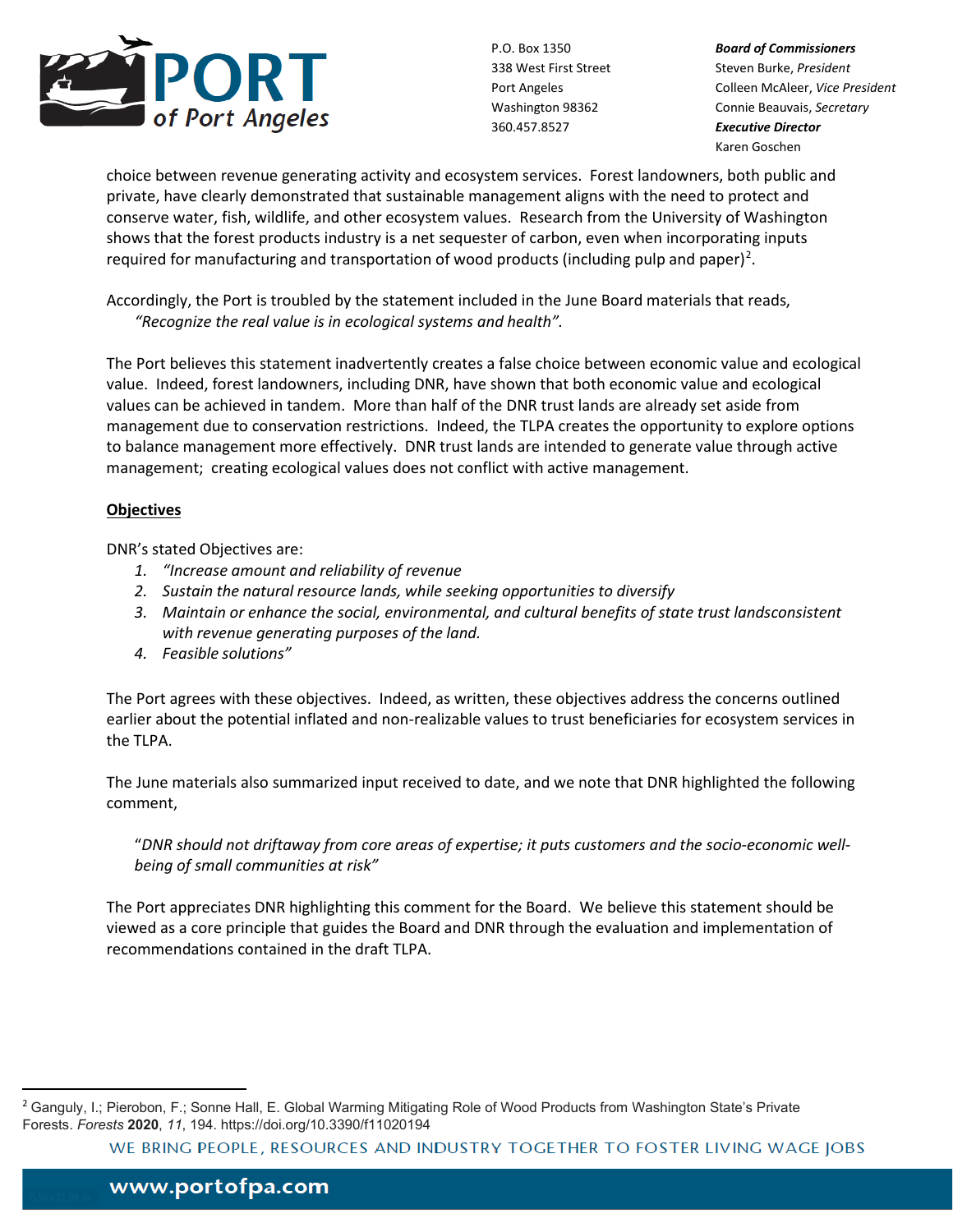choice between revenue generating activity and ecosystem services. Forest landowners, both public and private, have clearly demonstrated that sustainable management aligns with the need to protect and conserve water, fish, wildlife, and other ecosystem values. Research from the University of Washington shows that the forest products industry is a net sequester of carbon, even when incorporating inputs required for manufacturing and transportation of wood products (including pulp and paper)[2].

Accordingly, the Port is troubled by the statement included in the June Board materials that reads,

> *"Recognize the real value is in ecological systems and health".*

The Port believes this statement inadvertently creates a false choice between economic value and ecological value. Indeed, forest landowners, including DNR, have shown that both economic value and ecological values can be achieved in tandem. More than half of the DNR trust lands are already set aside from management due to conservation restrictions. Indeed, the TLPA creates the opportunity to explore options to balance management more effectively. DNR trust lands are intended to generate value through active management; creating ecological values does not conflict with active management.

**<u>Objectives</u>**

DNR's stated Objectives are:

1. *"Increase amount and reliability of revenue*
2. *Sustain the natural resource lands, while seeking opportunities to diversify*
3. *Maintain or enhance the social, environmental, and cultural benefits of state trust landsconsistent with revenue generating purposes of the land.*
4. *Feasible solutions"*

The Port agrees with these objectives. Indeed, as written, these objectives address the concerns outlined earlier about the potential inflated and non-realizable values to trust beneficiaries for ecosystem services in the TLPA.

The June materials also summarized input received to date, and we note that DNR highlighted the following comment,

> "*DNR should not driftaway from core areas of expertise; it puts customers and the socio-economic well-being of small communities at risk"*

The Port appreciates DNR highlighting this comment for the Board. We believe this statement should be viewed as a core principle that guides the Board and DNR through the evaluation and implementation of recommendations contained in the draft TLPA.

---

[2] Ganguly, I.; Pierobon, F.; Sonne Hall, E. Global Warming Mitigating Role of Wood Products from Washington State's Private Forests. *Forests* **2020**, *11*, 194. https://doi.org/10.3390/f11020194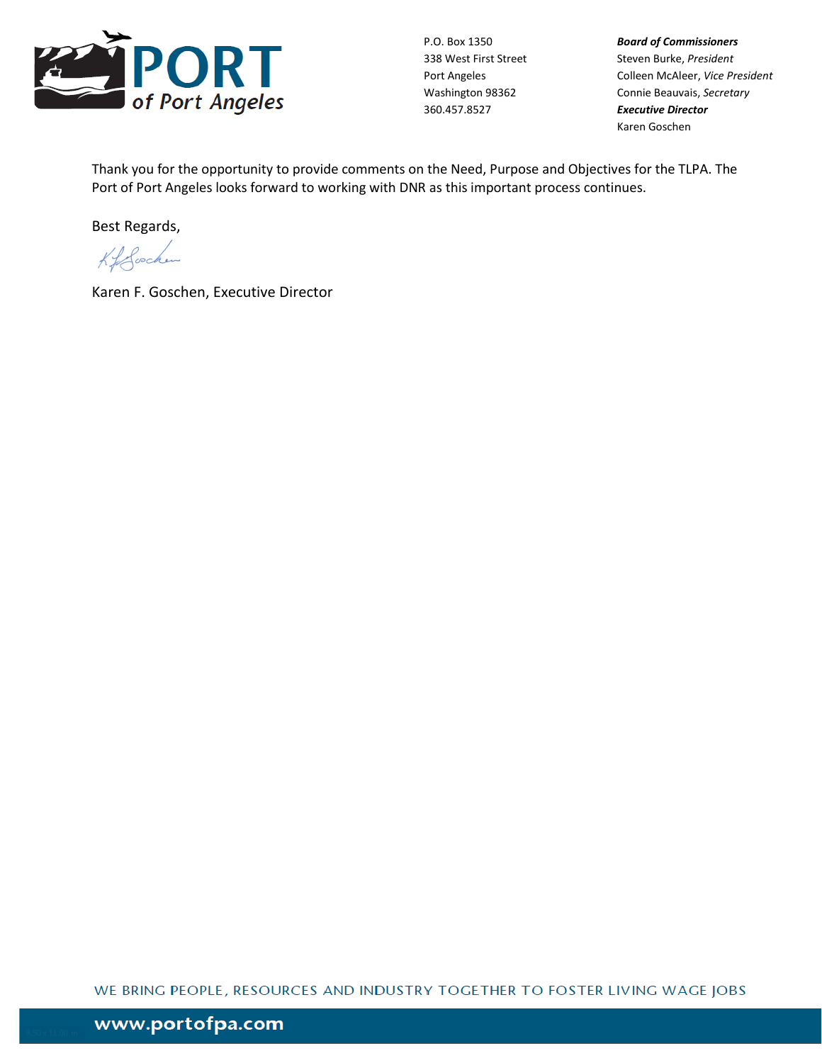PORT of Port Angeles

P.O. Box 1350
338 West First Street
Port Angeles
Washington 98362
360.457.8527

***Board of Commissioners***
Steven Burke, *President*
Colleen McAleer, *Vice President*
Connie Beauvais, *Secretary*
***Executive Director***
Karen Goschen

Thank you for the opportunity to provide comments on the Need, Purpose and Objectives for the TLPA. The Port of Port Angeles looks forward to working with DNR as this important process continues.

Best Regards,

Karen F. Goschen, Executive Director

WE BRING PEOPLE, RESOURCES AND INDUSTRY TOGETHER TO FOSTER LIVING WAGE JOBS

www.portofpa.com